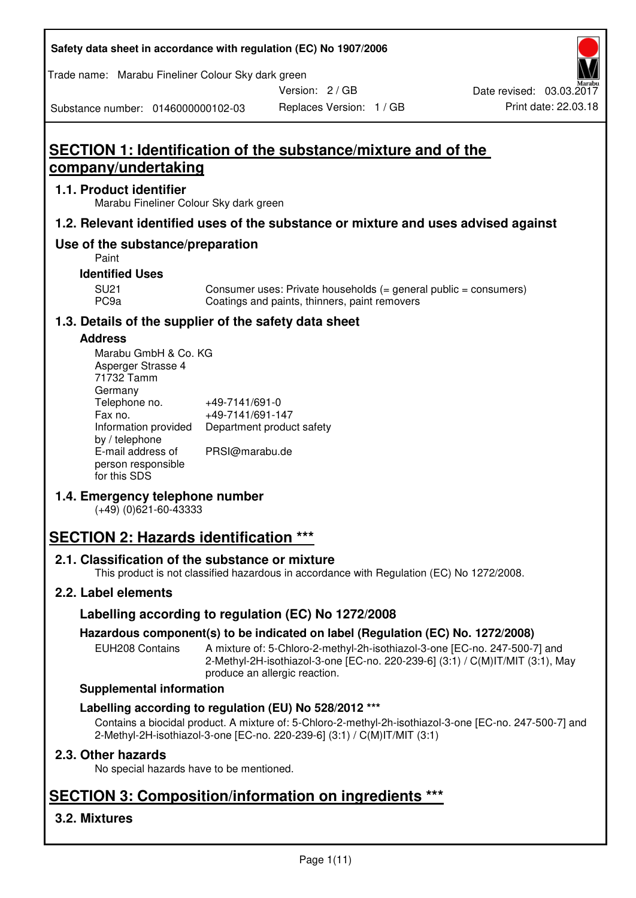# SECTION 1: Identification of the substance/mixture and of the company/undertaking

## 1.1. Product identifier

Marabu Fineliner Colour Sky dark green

## 1.2. Relevant identified uses of the substance or mixture and uses advised against

### Use of the substance/preparation

Paint

**Identified Uses**

| | |
|---|---|
| SU21 | Consumer uses: Private households (= general public = consumers) |
| PC9a | Coatings and paints, thinners, paint removers |

## 1.3. Details of the supplier of the safety data sheet

**Address**

Marabu GmbH & Co. KG
Asperger Strasse 4
71732 Tamm
Germany

| | |
|---|---|
| Telephone no. | +49-7141/691-0 |
| Fax no. | +49-7141/691-147 |
| Information provided by / telephone | Department product safety |
| E-mail address of person responsible for this SDS | PRSI@marabu.de |

## 1.4. Emergency telephone number

(+49) (0)621-60-43333

# SECTION 2: Hazards identification ***

## 2.1. Classification of the substance or mixture

This product is not classified hazardous in accordance with Regulation (EC) No 1272/2008.

## 2.2. Label elements

### Labelling according to regulation (EC) No 1272/2008

**Hazardous component(s) to be indicated on label (Regulation (EC) No. 1272/2008)**

EUH208 Contains — A mixture of: 5-Chloro-2-methyl-2h-isothiazol-3-one [EC-no. 247-500-7] and 2-Methyl-2H-isothiazol-3-one [EC-no. 220-239-6] (3:1) / C(M)IT/MIT (3:1), May produce an allergic reaction.

**Supplemental information**

**Labelling according to regulation (EU) No 528/2012 ***

Contains a biocidal product. A mixture of: 5-Chloro-2-methyl-2h-isothiazol-3-one [EC-no. 247-500-7] and 2-Methyl-2H-isothiazol-3-one [EC-no. 220-239-6] (3:1) / C(M)IT/MIT (3:1)

## 2.3. Other hazards

No special hazards have to be mentioned.

# SECTION 3: Composition/information on ingredients ***

## 3.2. Mixtures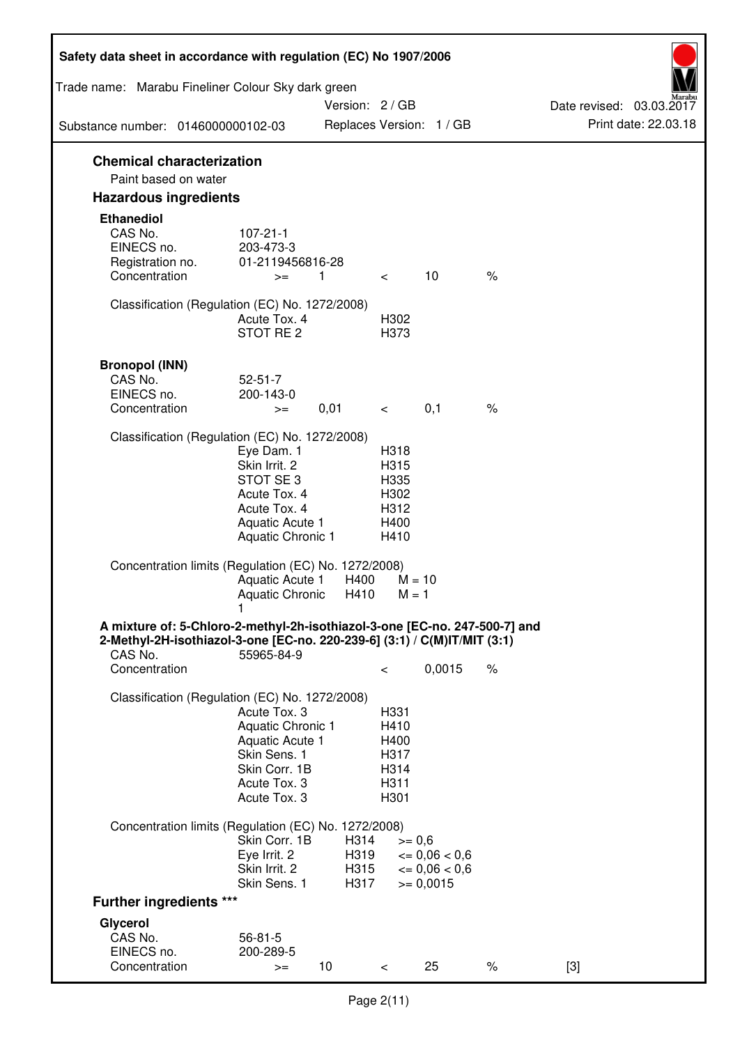## Chemical characterization

Paint based on water

## Hazardous ingredients

### Ethanediol

| | | | | | |
|---|---|---|---|---|---|
| CAS No. | 107-21-1 | | | | |
| EINECS no. | 203-473-3 | | | | |
| Registration no. | 01-2119456816-28 | | | | |
| Concentration | >= | 1 | < | 10 | % |

Classification (Regulation (EC) No. 1272/2008)

| | |
|---|---|
| Acute Tox. 4 | H302 |
| STOT RE 2 | H373 |

### Bronopol (INN)

| | | | | | |
|---|---|---|---|---|---|
| CAS No. | 52-51-7 | | | | |
| EINECS no. | 200-143-0 | | | | |
| Concentration | >= | 0,01 | < | 0,1 | % |

Classification (Regulation (EC) No. 1272/2008)

| | |
|---|---|
| Eye Dam. 1 | H318 |
| Skin Irrit. 2 | H315 |
| STOT SE 3 | H335 |
| Acute Tox. 4 | H302 |
| Acute Tox. 4 | H312 |
| Aquatic Acute 1 | H400 |
| Aquatic Chronic 1 | H410 |

Concentration limits (Regulation (EC) No. 1272/2008)

| | | |
|---|---|---|
| Aquatic Acute 1 | H400 | M = 10 |
| Aquatic Chronic 1 | H410 | M = 1 |

### A mixture of: 5-Chloro-2-methyl-2h-isothiazol-3-one [EC-no. 247-500-7] and 2-Methyl-2H-isothiazol-3-one [EC-no. 220-239-6] (3:1) / C(M)IT/MIT (3:1)

| | | | |
|---|---|---|---|
| CAS No. | 55965-84-9 | | |
| Concentration | < | 0,0015 | % |

Classification (Regulation (EC) No. 1272/2008)

| | |
|---|---|
| Acute Tox. 3 | H331 |
| Aquatic Chronic 1 | H410 |
| Aquatic Acute 1 | H400 |
| Skin Sens. 1 | H317 |
| Skin Corr. 1B | H314 |
| Acute Tox. 3 | H311 |
| Acute Tox. 3 | H301 |

Concentration limits (Regulation (EC) No. 1272/2008)

| | | |
|---|---|---|
| Skin Corr. 1B | H314 | >= 0,6 |
| Eye Irrit. 2 | H319 | <= 0,06 < 0,6 |
| Skin Irrit. 2 | H315 | <= 0,06 < 0,6 |
| Skin Sens. 1 | H317 | >= 0,0015 |

## Further ingredients ***

### Glycerol

| | | | | | | |
|---|---|---|---|---|---|---|
| CAS No. | 56-81-5 | | | | | |
| EINECS no. | 200-289-5 | | | | | |
| Concentration | >= | 10 | < | 25 | % | [3] |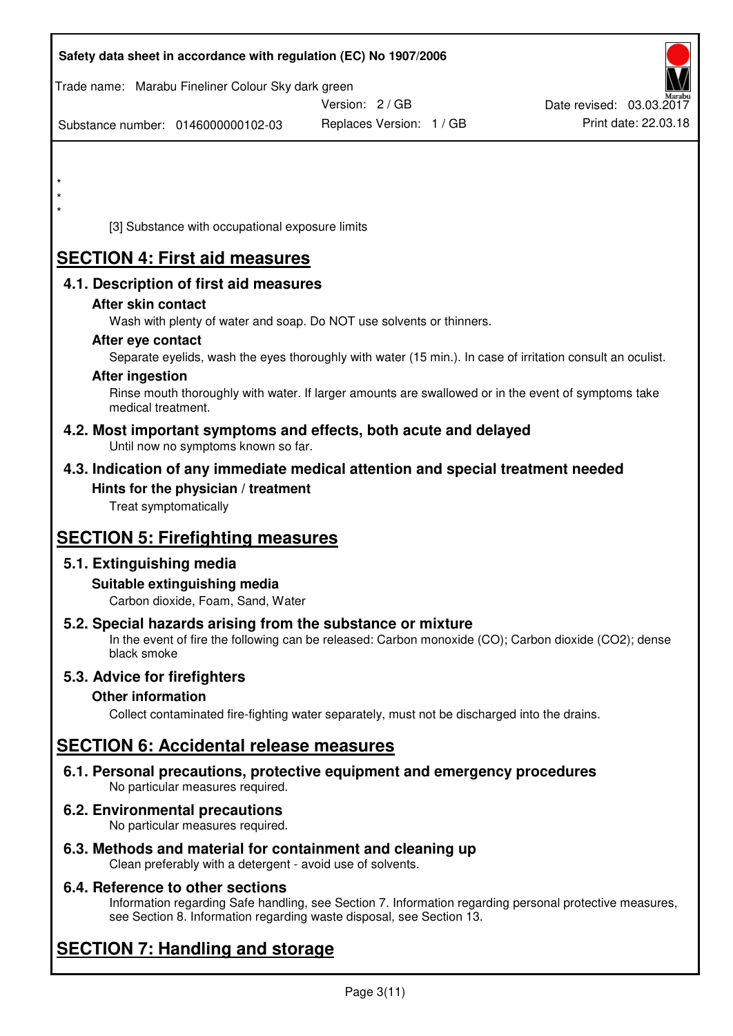*
*
*

[3] Substance with occupational exposure limits

# SECTION 4: First aid measures

## 4.1. Description of first aid measures

### After skin contact

Wash with plenty of water and soap. Do NOT use solvents or thinners.

### After eye contact

Separate eyelids, wash the eyes thoroughly with water (15 min.). In case of irritation consult an oculist.

### After ingestion

Rinse mouth thoroughly with water. If larger amounts are swallowed or in the event of symptoms take medical treatment.

## 4.2. Most important symptoms and effects, both acute and delayed

Until now no symptoms known so far.

## 4.3. Indication of any immediate medical attention and special treatment needed

### Hints for the physician / treatment

Treat symptomatically

# SECTION 5: Firefighting measures

## 5.1. Extinguishing media

### Suitable extinguishing media

Carbon dioxide, Foam, Sand, Water

## 5.2. Special hazards arising from the substance or mixture

In the event of fire the following can be released: Carbon monoxide (CO); Carbon dioxide ($CO_2$); dense black smoke

## 5.3. Advice for firefighters

### Other information

Collect contaminated fire-fighting water separately, must not be discharged into the drains.

# SECTION 6: Accidental release measures

## 6.1. Personal precautions, protective equipment and emergency procedures

No particular measures required.

## 6.2. Environmental precautions

No particular measures required.

## 6.3. Methods and material for containment and cleaning up

Clean preferably with a detergent - avoid use of solvents.

## 6.4. Reference to other sections

Information regarding Safe handling, see Section 7. Information regarding personal protective measures, see Section 8. Information regarding waste disposal, see Section 13.

# SECTION 7: Handling and storage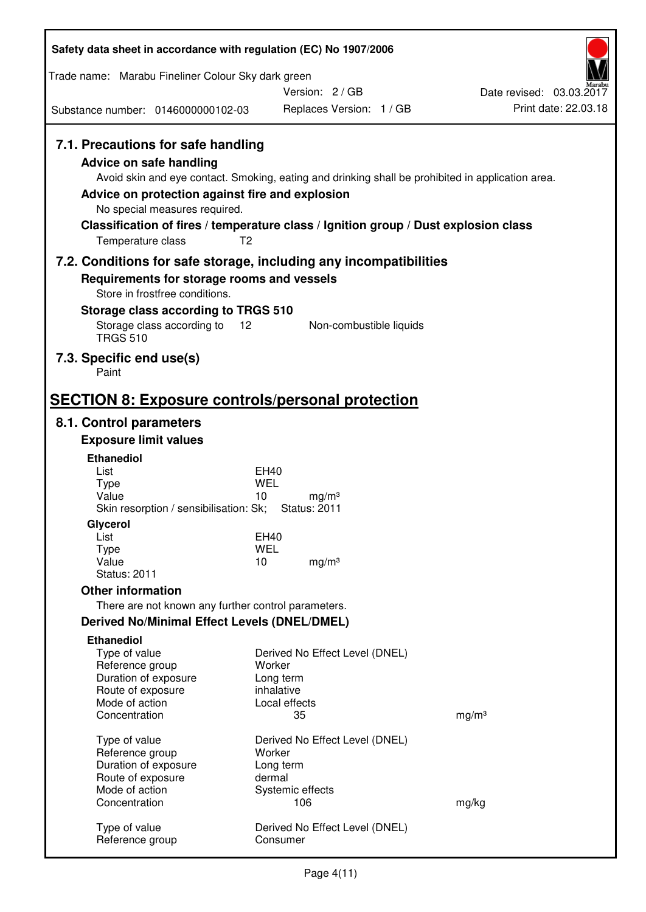Safety data sheet in accordance with regulation (EC) No 1907/2006

Trade name: Marabu Fineliner Colour Sky dark green

Version: 2 / GB

Replaces Version: 1 / GB

Date revised: 03.03.2017

Substance number: 0146000000102-03

Print date: 22.03.18

### 7.1. Precautions for safe handling

**Advice on safe handling**

Avoid skin and eye contact. Smoking, eating and drinking shall be prohibited in application area.

**Advice on protection against fire and explosion**

No special measures required.

**Classification of fires / temperature class / Ignition group / Dust explosion class**

Temperature class T2

### 7.2. Conditions for safe storage, including any incompatibilities

**Requirements for storage rooms and vessels**

Store in frostfree conditions.

**Storage class according to TRGS 510**

Storage class according to TRGS 510 — 12 — Non-combustible liquids

### 7.3. Specific end use(s)

Paint

## SECTION 8: Exposure controls/personal protection

### 8.1. Control parameters

**Exposure limit values**

**Ethanediol**

| | | |
|---|---|---|
| List | EH40 | |
| Type | WEL | |
| Value | 10 | mg/m³ |

Skin resorption / sensibilisation: Sk; Status: 2011

**Glycerol**

| | | |
|---|---|---|
| List | EH40 | |
| Type | WEL | |
| Value | 10 | mg/m³ |

Status: 2011

**Other information**

There are not known any further control parameters.

**Derived No/Minimal Effect Levels (DNEL/DMEL)**

**Ethanediol**

| | | |
|---|---|---|
| Type of value | Derived No Effect Level (DNEL) | |
| Reference group | Worker | |
| Duration of exposure | Long term | |
| Route of exposure | inhalative | |
| Mode of action | Local effects | |
| Concentration | 35 | mg/m³ |

| | | |
|---|---|---|
| Type of value | Derived No Effect Level (DNEL) | |
| Reference group | Worker | |
| Duration of exposure | Long term | |
| Route of exposure | dermal | |
| Mode of action | Systemic effects | |
| Concentration | 106 | mg/kg |

| | |
|---|---|
| Type of value | Derived No Effect Level (DNEL) |
| Reference group | Consumer |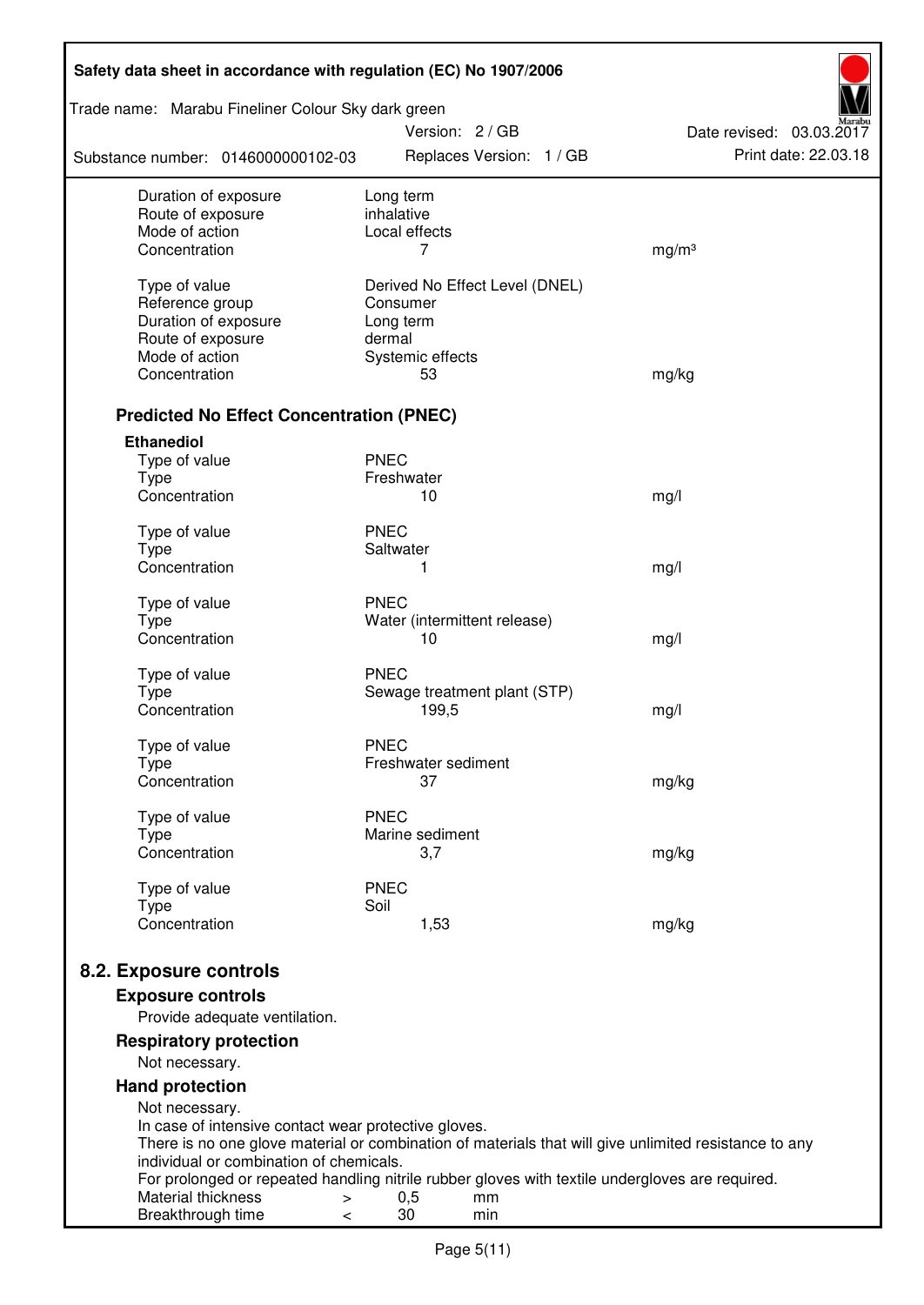| | | |
|---|---|---|
| Duration of exposure | Long term | |
| Route of exposure | inhalative | |
| Mode of action | Local effects | |
| Concentration | 7 | mg/m³ |

| | | |
|---|---|---|
| Type of value | Derived No Effect Level (DNEL) | |
| Reference group | Consumer | |
| Duration of exposure | Long term | |
| Route of exposure | dermal | |
| Mode of action | Systemic effects | |
| Concentration | 53 | mg/kg |

### Predicted No Effect Concentration (PNEC)

**Ethanediol**

| | | |
|---|---|---|
| Type of value | PNEC | |
| Type | Freshwater | |
| Concentration | 10 | mg/l |

| | | |
|---|---|---|
| Type of value | PNEC | |
| Type | Saltwater | |
| Concentration | 1 | mg/l |

| | | |
|---|---|---|
| Type of value | PNEC | |
| Type | Water (intermittent release) | |
| Concentration | 10 | mg/l |

| | | |
|---|---|---|
| Type of value | PNEC | |
| Type | Sewage treatment plant (STP) | |
| Concentration | 199,5 | mg/l |

| | | |
|---|---|---|
| Type of value | PNEC | |
| Type | Freshwater sediment | |
| Concentration | 37 | mg/kg |

| | | |
|---|---|---|
| Type of value | PNEC | |
| Type | Marine sediment | |
| Concentration | 3,7 | mg/kg |

| | | |
|---|---|---|
| Type of value | PNEC | |
| Type | Soil | |
| Concentration | 1,53 | mg/kg |

## 8.2. Exposure controls

### Exposure controls

Provide adequate ventilation.

### Respiratory protection

Not necessary.

### Hand protection

Not necessary.
In case of intensive contact wear protective gloves.
There is no one glove material or combination of materials that will give unlimited resistance to any individual or combination of chemicals.
For prolonged or repeated handling nitrile rubber gloves with textile undergloves are required.

| | | | |
|---|---|---|---|
| Material thickness | > | 0,5 | mm |
| Breakthrough time | < | 30 | min |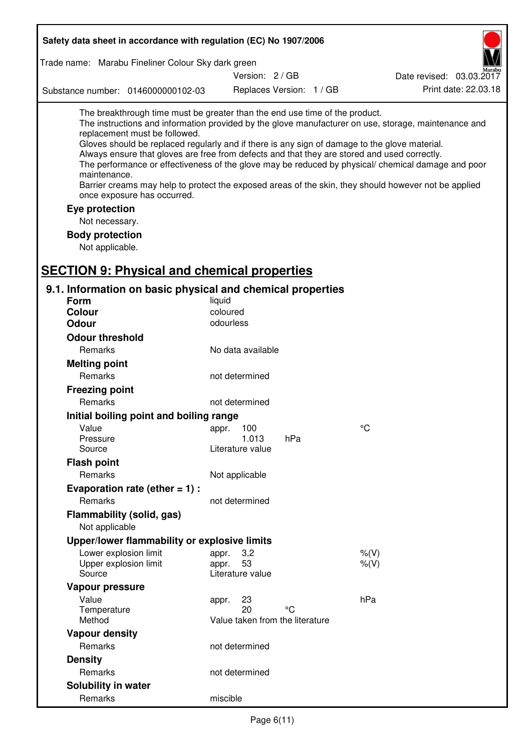The breakthrough time must be greater than the end use time of the product.
The instructions and information provided by the glove manufacturer on use, storage, maintenance and replacement must be followed.
Gloves should be replaced regularly and if there is any sign of damage to the glove material.
Always ensure that gloves are free from defects and that they are stored and used correctly.
The performance or effectiveness of the glove may be reduced by physical/ chemical damage and poor maintenance.
Barrier creams may help to protect the exposed areas of the skin, they should however not be applied once exposure has occurred.

### Eye protection

Not necessary.

### Body protection

Not applicable.

## SECTION 9: Physical and chemical properties

### 9.1. Information on basic physical and chemical properties

**Form** liquid
**Colour** coloured
**Odour** odourless

**Odour threshold**

| | | | |
|---|---|---|---|
| Remarks | No data available | | |

**Melting point**

| | | | |
|---|---|---|---|
| Remarks | not determined | | |

**Freezing point**

| | | | |
|---|---|---|---|
| Remarks | not determined | | |

**Initial boiling point and boiling range**

| | | | |
|---|---|---|---|
| Value | appr. 100 | | °C |
| Pressure | 1.013 | hPa | |
| Source | Literature value | | |

**Flash point**

| | | | |
|---|---|---|---|
| Remarks | Not applicable | | |

**Evaporation rate (ether = 1) :**

| | | | |
|---|---|---|---|
| Remarks | not determined | | |

**Flammability (solid, gas)**

Not applicable

**Upper/lower flammability or explosive limits**

| | | | |
|---|---|---|---|
| Lower explosion limit | appr. 3,2 | | %(V) |
| Upper explosion limit | appr. 53 | | %(V) |
| Source | Literature value | | |

**Vapour pressure**

| | | | |
|---|---|---|---|
| Value | appr. 23 | | hPa |
| Temperature | 20 | °C | |
| Method | Value taken from the literature | | |

**Vapour density**

| | | | |
|---|---|---|---|
| Remarks | not determined | | |

**Density**

| | | | |
|---|---|---|---|
| Remarks | not determined | | |

**Solubility in water**

| | | | |
|---|---|---|---|
| Remarks | miscible | | |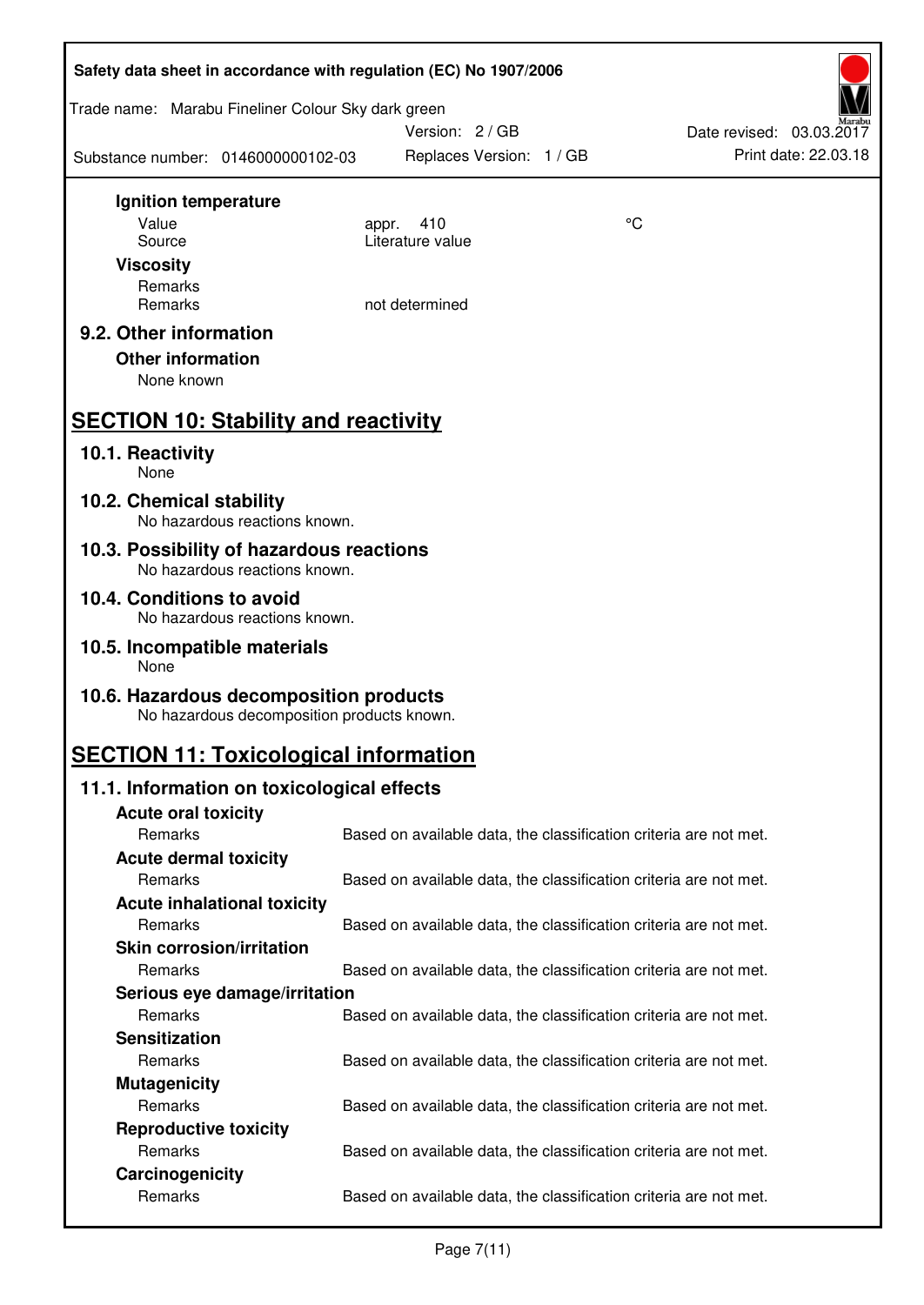**Ignition temperature**

| | | |
|---|---|---|
| Value | appr. 410 | °C |
| Source | Literature value | |

**Viscosity**

| | |
|---|---|
| Remarks | |
| Remarks | not determined |

## 9.2. Other information

**Other information**

None known

# SECTION 10: Stability and reactivity

## 10.1. Reactivity

None

## 10.2. Chemical stability

No hazardous reactions known.

## 10.3. Possibility of hazardous reactions

No hazardous reactions known.

## 10.4. Conditions to avoid

No hazardous reactions known.

## 10.5. Incompatible materials

None

## 10.6. Hazardous decomposition products

No hazardous decomposition products known.

# SECTION 11: Toxicological information

## 11.1. Information on toxicological effects

**Acute oral toxicity**

Remarks: Based on available data, the classification criteria are not met.

**Acute dermal toxicity**

Remarks: Based on available data, the classification criteria are not met.

**Acute inhalational toxicity**

Remarks: Based on available data, the classification criteria are not met.

**Skin corrosion/irritation**

Remarks: Based on available data, the classification criteria are not met.

**Serious eye damage/irritation**

Remarks: Based on available data, the classification criteria are not met.

**Sensitization**

Remarks: Based on available data, the classification criteria are not met.

**Mutagenicity**

Remarks: Based on available data, the classification criteria are not met.

**Reproductive toxicity**

Remarks: Based on available data, the classification criteria are not met.

**Carcinogenicity**

Remarks: Based on available data, the classification criteria are not met.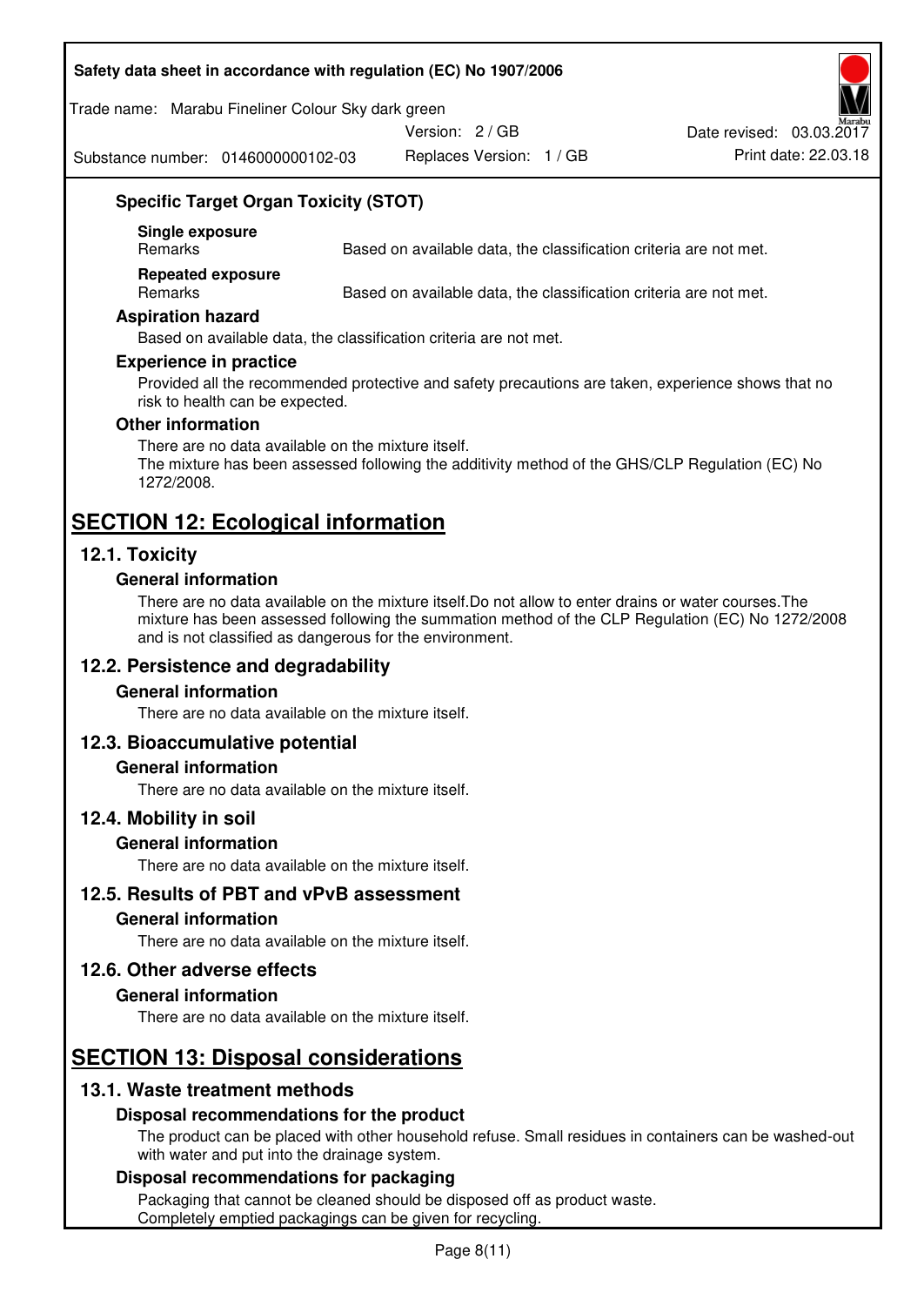### Specific Target Organ Toxicity (STOT)

| | |
|---|---|
| **Single exposure** | |
| Remarks | Based on available data, the classification criteria are not met. |
| **Repeated exposure** | |
| Remarks | Based on available data, the classification criteria are not met. |

### Aspiration hazard

Based on available data, the classification criteria are not met.

### Experience in practice

Provided all the recommended protective and safety precautions are taken, experience shows that no risk to health can be expected.

### Other information

There are no data available on the mixture itself.
The mixture has been assessed following the additivity method of the GHS/CLP Regulation (EC) No 1272/2008.

# SECTION 12: Ecological information

## 12.1. Toxicity

### General information

There are no data available on the mixture itself.Do not allow to enter drains or water courses.The mixture has been assessed following the summation method of the CLP Regulation (EC) No 1272/2008 and is not classified as dangerous for the environment.

## 12.2. Persistence and degradability

### General information

There are no data available on the mixture itself.

## 12.3. Bioaccumulative potential

### General information

There are no data available on the mixture itself.

## 12.4. Mobility in soil

### General information

There are no data available on the mixture itself.

## 12.5. Results of PBT and vPvB assessment

### General information

There are no data available on the mixture itself.

## 12.6. Other adverse effects

### General information

There are no data available on the mixture itself.

# SECTION 13: Disposal considerations

## 13.1. Waste treatment methods

### Disposal recommendations for the product

The product can be placed with other household refuse. Small residues in containers can be washed-out with water and put into the drainage system.

### Disposal recommendations for packaging

Packaging that cannot be cleaned should be disposed off as product waste.
Completely emptied packagings can be given for recycling.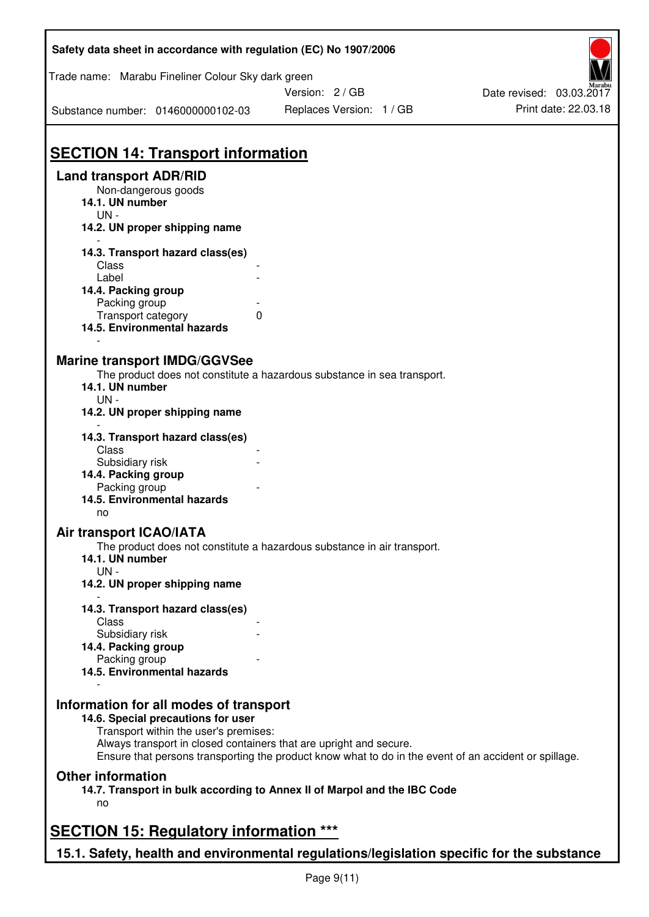## SECTION 14: Transport information

### Land transport ADR/RID

Non-dangerous goods

**14.1. UN number**

UN -

**14.2. UN proper shipping name**

-

**14.3. Transport hazard class(es)**

| | |
|---|---|
| Class | - |
| Label | - |

**14.4. Packing group**

| | |
|---|---|
| Packing group | - |
| Transport category | 0 |

**14.5. Environmental hazards**

-

### Marine transport IMDG/GGVSee

The product does not constitute a hazardous substance in sea transport.

**14.1. UN number**

UN -

**14.2. UN proper shipping name**

-

**14.3. Transport hazard class(es)**

| | |
|---|---|
| Class | - |
| Subsidiary risk | - |

**14.4. Packing group**

| | |
|---|---|
| Packing group | - |

**14.5. Environmental hazards**

no

### Air transport ICAO/IATA

The product does not constitute a hazardous substance in air transport.

**14.1. UN number**

UN -

**14.2. UN proper shipping name**

-

**14.3. Transport hazard class(es)**

| | |
|---|---|
| Class | - |
| Subsidiary risk | - |

**14.4. Packing group**

| | |
|---|---|
| Packing group | - |

**14.5. Environmental hazards**

-

### Information for all modes of transport

**14.6. Special precautions for user**

Transport within the user's premises:
Always transport in closed containers that are upright and secure.
Ensure that persons transporting the product know what to do in the event of an accident or spillage.

### Other information

**14.7. Transport in bulk according to Annex II of Marpol and the IBC Code**

no

## SECTION 15: Regulatory information ***

### 15.1. Safety, health and environmental regulations/legislation specific for the substance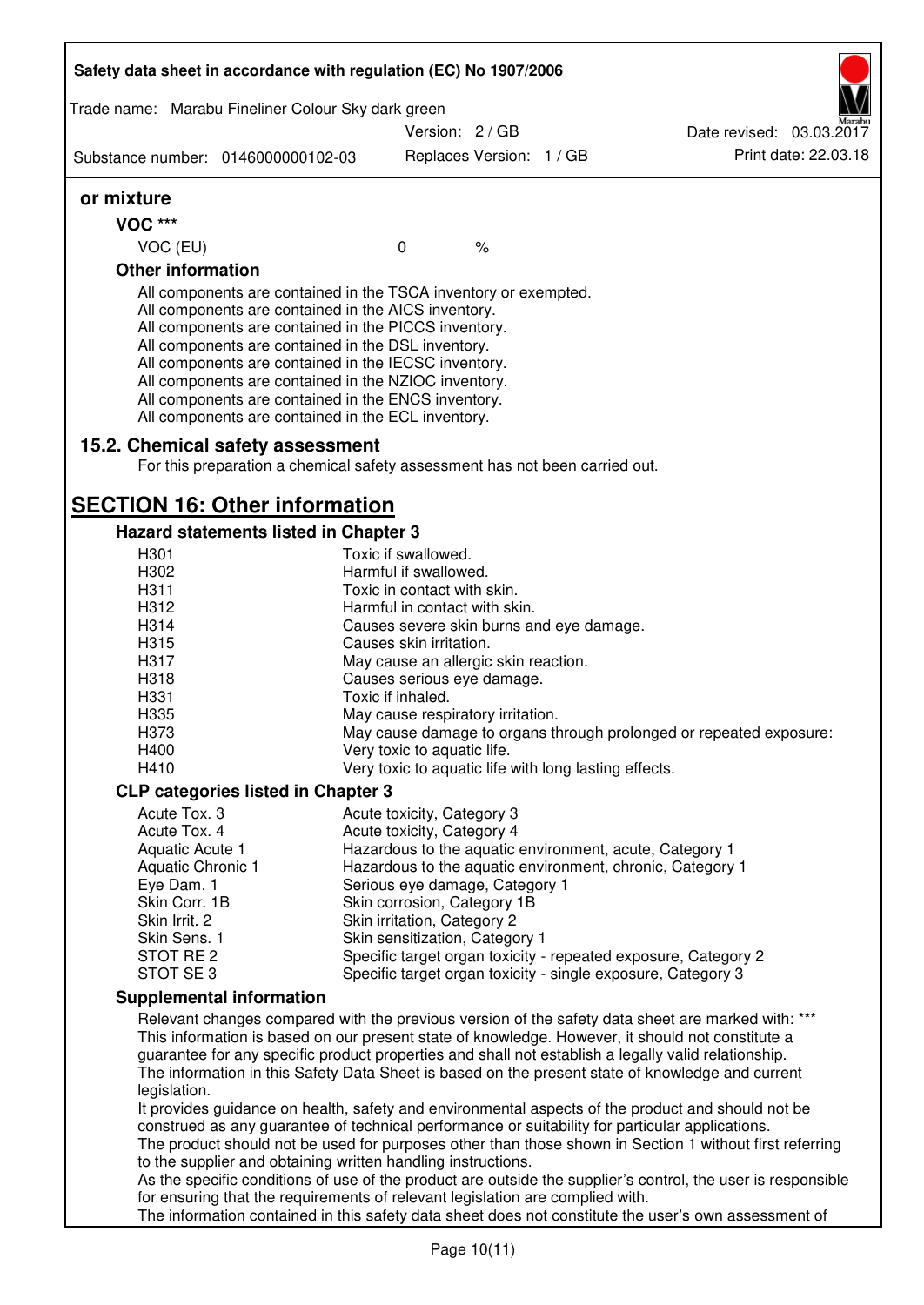**or mixture**

**VOC \*\*\***

| | | |
|---|---|---|
| VOC (EU) | 0 | % |

**Other information**

All components are contained in the TSCA inventory or exempted.
All components are contained in the AICS inventory.
All components are contained in the PICCS inventory.
All components are contained in the DSL inventory.
All components are contained in the IECSC inventory.
All components are contained in the NZIOC inventory.
All components are contained in the ENCS inventory.
All components are contained in the ECL inventory.

### 15.2. Chemical safety assessment

For this preparation a chemical safety assessment has not been carried out.

## SECTION 16: Other information

### Hazard statements listed in Chapter 3

| | |
|---|---|
| H301 | Toxic if swallowed. |
| H302 | Harmful if swallowed. |
| H311 | Toxic in contact with skin. |
| H312 | Harmful in contact with skin. |
| H314 | Causes severe skin burns and eye damage. |
| H315 | Causes skin irritation. |
| H317 | May cause an allergic skin reaction. |
| H318 | Causes serious eye damage. |
| H331 | Toxic if inhaled. |
| H335 | May cause respiratory irritation. |
| H373 | May cause damage to organs through prolonged or repeated exposure: |
| H400 | Very toxic to aquatic life. |
| H410 | Very toxic to aquatic life with long lasting effects. |

### CLP categories listed in Chapter 3

| | |
|---|---|
| Acute Tox. 3 | Acute toxicity, Category 3 |
| Acute Tox. 4 | Acute toxicity, Category 4 |
| Aquatic Acute 1 | Hazardous to the aquatic environment, acute, Category 1 |
| Aquatic Chronic 1 | Hazardous to the aquatic environment, chronic, Category 1 |
| Eye Dam. 1 | Serious eye damage, Category 1 |
| Skin Corr. 1B | Skin corrosion, Category 1B |
| Skin Irrit. 2 | Skin irritation, Category 2 |
| Skin Sens. 1 | Skin sensitization, Category 1 |
| STOT RE 2 | Specific target organ toxicity - repeated exposure, Category 2 |
| STOT SE 3 | Specific target organ toxicity - single exposure, Category 3 |

### Supplemental information

Relevant changes compared with the previous version of the safety data sheet are marked with: \*\*\*
This information is based on our present state of knowledge. However, it should not constitute a guarantee for any specific product properties and shall not establish a legally valid relationship.
The information in this Safety Data Sheet is based on the present state of knowledge and current legislation.
It provides guidance on health, safety and environmental aspects of the product and should not be construed as any guarantee of technical performance or suitability for particular applications.
The product should not be used for purposes other than those shown in Section 1 without first referring to the supplier and obtaining written handling instructions.
As the specific conditions of use of the product are outside the supplier's control, the user is responsible for ensuring that the requirements of relevant legislation are complied with.
The information contained in this safety data sheet does not constitute the user's own assessment of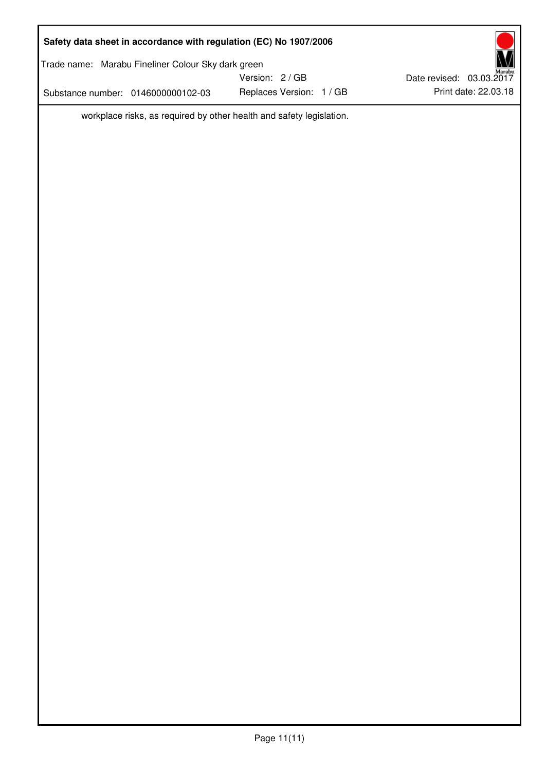workplace risks, as required by other health and safety legislation.